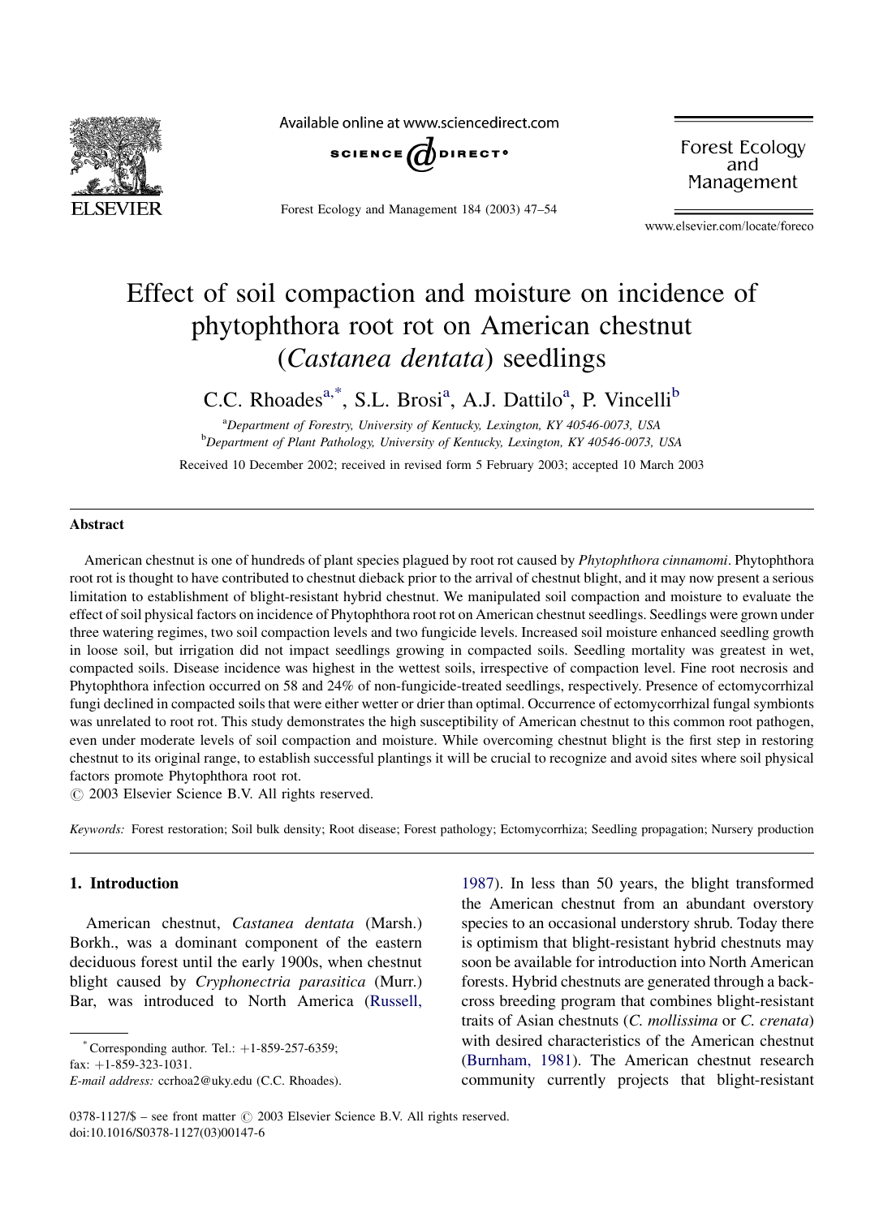# Effect of soil compaction and moisture on incidence of phytophthora root rot on American chestnut (*Castanea dentata*) seedlings

C.C. Rhoades[a,*], S.L. Brosi[a], A.J. Dattilo[a], P. Vincelli[b]

[a]*Department of Forestry, University of Kentucky, Lexington, KY 40546-0073, USA*
[b]*Department of Plant Pathology, University of Kentucky, Lexington, KY 40546-0073, USA*

Received 10 December 2002; received in revised form 5 February 2003; accepted 10 March 2003

## Abstract

American chestnut is one of hundreds of plant species plagued by root rot caused by *Phytophthora cinnamomi*. Phytophthora root rot is thought to have contributed to chestnut dieback prior to the arrival of chestnut blight, and it may now present a serious limitation to establishment of blight-resistant hybrid chestnut. We manipulated soil compaction and moisture to evaluate the effect of soil physical factors on incidence of Phytophthora root rot on American chestnut seedlings. Seedlings were grown under three watering regimes, two soil compaction levels and two fungicide levels. Increased soil moisture enhanced seedling growth in loose soil, but irrigation did not impact seedlings growing in compacted soils. Seedling mortality was greatest in wet, compacted soils. Disease incidence was highest in the wettest soils, irrespective of compaction level. Fine root necrosis and Phytophthora infection occurred on 58 and 24% of non-fungicide-treated seedlings, respectively. Presence of ectomycorrhizal fungi declined in compacted soils that were either wetter or drier than optimal. Occurrence of ectomycorrhizal fungal symbionts was unrelated to root rot. This study demonstrates the high susceptibility of American chestnut to this common root pathogen, even under moderate levels of soil compaction and moisture. While overcoming chestnut blight is the first step in restoring chestnut to its original range, to establish successful plantings it will be crucial to recognize and avoid sites where soil physical factors promote Phytophthora root rot.

© 2003 Elsevier Science B.V. All rights reserved.

*Keywords:* Forest restoration; Soil bulk density; Root disease; Forest pathology; Ectomycorrhiza; Seedling propagation; Nursery production

## 1. Introduction

American chestnut, *Castanea dentata* (Marsh.) Borkh., was a dominant component of the eastern deciduous forest until the early 1900s, when chestnut blight caused by *Cryphonectria parasitica* (Murr.) Bar, was introduced to North America (Russell, 1987). In less than 50 years, the blight transformed the American chestnut from an abundant overstory species to an occasional understory shrub. Today there is optimism that blight-resistant hybrid chestnuts may soon be available for introduction into North American forests. Hybrid chestnuts are generated through a backcross breeding program that combines blight-resistant traits of Asian chestnuts (*C. mollissima* or *C. crenata*) with desired characteristics of the American chestnut (Burnham, 1981). The American chestnut research community currently projects that blight-resistant

* Corresponding author. Tel.: +1-859-257-6359; fax: +1-859-323-1031.
*E-mail address:* ccrhoa2@uky.edu (C.C. Rhoades).

0378-1127/$ – see front matter © 2003 Elsevier Science B.V. All rights reserved.
doi:10.1016/S0378-1127(03)00147-6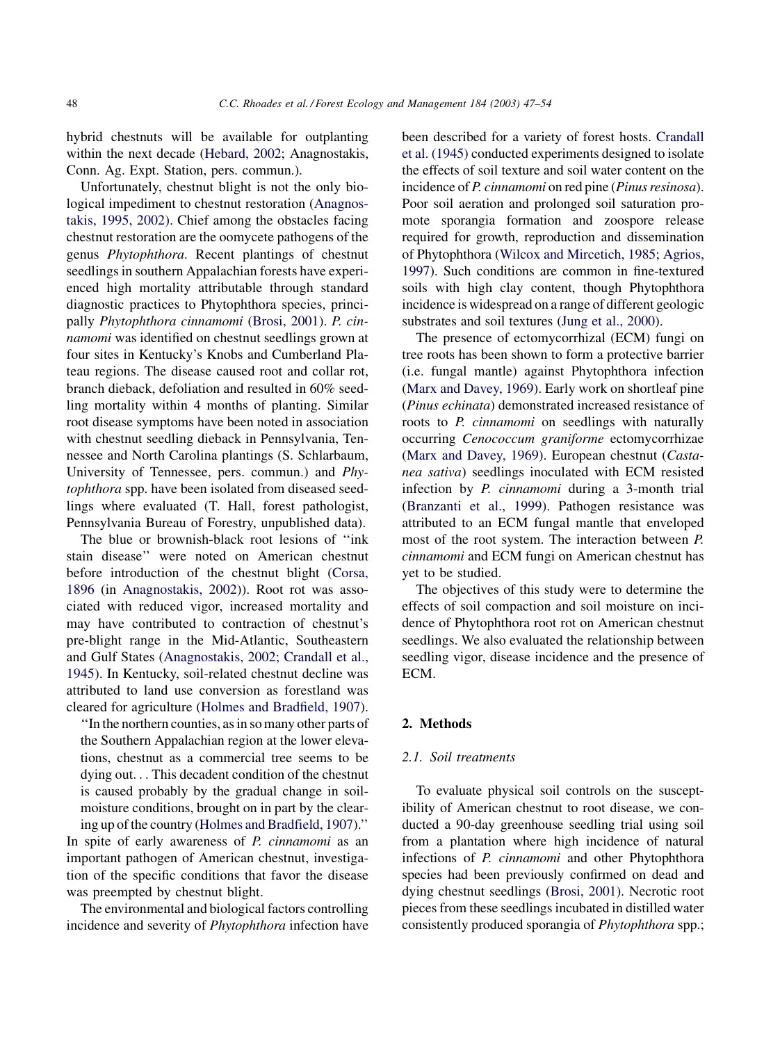hybrid chestnuts will be available for outplanting within the next decade (Hebard, 2002; Anagnostakis, Conn. Ag. Expt. Station, pers. commun.).

Unfortunately, chestnut blight is not the only biological impediment to chestnut restoration (Anagnostakis, 1995, 2002). Chief among the obstacles facing chestnut restoration are the oomycete pathogens of the genus *Phytophthora*. Recent plantings of chestnut seedlings in southern Appalachian forests have experienced high mortality attributable through standard diagnostic practices to Phytophthora species, principally *Phytophthora cinnamomi* (Brosi, 2001). *P. cinnamomi* was identified on chestnut seedlings grown at four sites in Kentucky's Knobs and Cumberland Plateau regions. The disease caused root and collar rot, branch dieback, defoliation and resulted in 60% seedling mortality within 4 months of planting. Similar root disease symptoms have been noted in association with chestnut seedling dieback in Pennsylvania, Tennessee and North Carolina plantings (S. Schlarbaum, University of Tennessee, pers. commun.) and *Phytophthora* spp. have been isolated from diseased seedlings where evaluated (T. Hall, forest pathologist, Pennsylvania Bureau of Forestry, unpublished data).

The blue or brownish-black root lesions of ''ink stain disease'' were noted on American chestnut before introduction of the chestnut blight (Corsa, 1896 (in Anagnostakis, 2002)). Root rot was associated with reduced vigor, increased mortality and may have contributed to contraction of chestnut's pre-blight range in the Mid-Atlantic, Southeastern and Gulf States (Anagnostakis, 2002; Crandall et al., 1945). In Kentucky, soil-related chestnut decline was attributed to land use conversion as forestland was cleared for agriculture (Holmes and Bradfield, 1907).

> ''In the northern counties, as in so many other parts of the Southern Appalachian region at the lower elevations, chestnut as a commercial tree seems to be dying out... This decadent condition of the chestnut is caused probably by the gradual change in soil-moisture conditions, brought on in part by the clearing up of the country (Holmes and Bradfield, 1907).''

In spite of early awareness of *P. cinnamomi* as an important pathogen of American chestnut, investigation of the specific conditions that favor the disease was preempted by chestnut blight.

The environmental and biological factors controlling incidence and severity of *Phytophthora* infection have been described for a variety of forest hosts. Crandall et al. (1945) conducted experiments designed to isolate the effects of soil texture and soil water content on the incidence of *P. cinnamomi* on red pine (*Pinus resinosa*). Poor soil aeration and prolonged soil saturation promote sporangia formation and zoospore release required for growth, reproduction and dissemination of Phytophthora (Wilcox and Mircetich, 1985; Agrios, 1997). Such conditions are common in fine-textured soils with high clay content, though Phytophthora incidence is widespread on a range of different geologic substrates and soil textures (Jung et al., 2000).

The presence of ectomycorrhizal (ECM) fungi on tree roots has been shown to form a protective barrier (i.e. fungal mantle) against Phytophthora infection (Marx and Davey, 1969). Early work on shortleaf pine (*Pinus echinata*) demonstrated increased resistance of roots to *P. cinnamomi* on seedlings with naturally occurring *Cenococcum graniforme* ectomycorrhizae (Marx and Davey, 1969). European chestnut (*Castanea sativa*) seedlings inoculated with ECM resisted infection by *P. cinnamomi* during a 3-month trial (Branzanti et al., 1999). Pathogen resistance was attributed to an ECM fungal mantle that enveloped most of the root system. The interaction between *P. cinnamomi* and ECM fungi on American chestnut has yet to be studied.

The objectives of this study were to determine the effects of soil compaction and soil moisture on incidence of Phytophthora root rot on American chestnut seedlings. We also evaluated the relationship between seedling vigor, disease incidence and the presence of ECM.

## 2. Methods

### 2.1. Soil treatments

To evaluate physical soil controls on the susceptibility of American chestnut to root disease, we conducted a 90-day greenhouse seedling trial using soil from a plantation where high incidence of natural infections of *P. cinnamomi* and other Phytophthora species had been previously confirmed on dead and dying chestnut seedlings (Brosi, 2001). Necrotic root pieces from these seedlings incubated in distilled water consistently produced sporangia of *Phytophthora* spp.;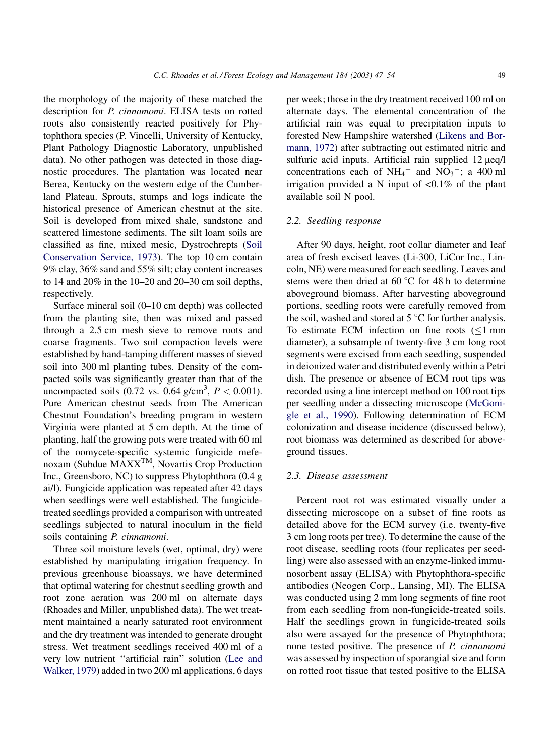the morphology of the majority of these matched the description for *P. cinnamomi*. ELISA tests on rotted roots also consistently reacted positively for Phytophthora species (P. Vincelli, University of Kentucky, Plant Pathology Diagnostic Laboratory, unpublished data). No other pathogen was detected in those diagnostic procedures. The plantation was located near Berea, Kentucky on the western edge of the Cumberland Plateau. Sprouts, stumps and logs indicate the historical presence of American chestnut at the site. Soil is developed from mixed shale, sandstone and scattered limestone sediments. The silt loam soils are classified as fine, mixed mesic, Dystrochrepts (Soil Conservation Service, 1973). The top 10 cm contain 9% clay, 36% sand and 55% silt; clay content increases to 14 and 20% in the 10–20 and 20–30 cm soil depths, respectively.

Surface mineral soil (0–10 cm depth) was collected from the planting site, then was mixed and passed through a 2.5 cm mesh sieve to remove roots and coarse fragments. Two soil compaction levels were established by hand-tamping different masses of sieved soil into 300 ml planting tubes. Density of the compacted soils was significantly greater than that of the uncompacted soils (0.72 vs. 0.64 $g/cm^3$, $P < 0.001$). Pure American chestnut seeds from The American Chestnut Foundation's breeding program in western Virginia were planted at 5 cm depth. At the time of planting, half the growing pots were treated with 60 ml of the oomycete-specific systemic fungicide mefenoxam (Subdue MAXX™, Novartis Crop Production Inc., Greensboro, NC) to suppress Phytophthora (0.4 g ai/l). Fungicide application was repeated after 42 days when seedlings were well established. The fungicide-treated seedlings provided a comparison with untreated seedlings subjected to natural inoculum in the field soils containing *P. cinnamomi*.

Three soil moisture levels (wet, optimal, dry) were established by manipulating irrigation frequency. In previous greenhouse bioassays, we have determined that optimal watering for chestnut seedling growth and root zone aeration was 200 ml on alternate days (Rhoades and Miller, unpublished data). The wet treatment maintained a nearly saturated root environment and the dry treatment was intended to generate drought stress. Wet treatment seedlings received 400 ml of a very low nutrient "artificial rain" solution (Lee and Walker, 1979) added in two 200 ml applications, 6 days per week; those in the dry treatment received 100 ml on alternate days. The elemental concentration of the artificial rain was equal to precipitation inputs to forested New Hampshire watershed (Likens and Bormann, 1972) after subtracting out estimated nitric and sulfuric acid inputs. Artificial rain supplied 12 μeq/l concentrations each of $NH_4^+$ and $NO_3^-$; a 400 ml irrigation provided a N input of <0.1% of the plant available soil N pool.

### 2.2. Seedling response

After 90 days, height, root collar diameter and leaf area of fresh excised leaves (Li-300, LiCor Inc., Lincoln, NE) were measured for each seedling. Leaves and stems were then dried at 60 °C for 48 h to determine aboveground biomass. After harvesting aboveground portions, seedling roots were carefully removed from the soil, washed and stored at 5 °C for further analysis. To estimate ECM infection on fine roots (≤1 mm diameter), a subsample of twenty-five 3 cm long root segments were excised from each seedling, suspended in deionized water and distributed evenly within a Petri dish. The presence or absence of ECM root tips was recorded using a line intercept method on 100 root tips per seedling under a dissecting microscope (McGonigle et al., 1990). Following determination of ECM colonization and disease incidence (discussed below), root biomass was determined as described for aboveground tissues.

### 2.3. Disease assessment

Percent root rot was estimated visually under a dissecting microscope on a subset of fine roots as detailed above for the ECM survey (i.e. twenty-five 3 cm long roots per tree). To determine the cause of the root disease, seedling roots (four replicates per seedling) were also assessed with an enzyme-linked immunosorbent assay (ELISA) with Phytophthora-specific antibodies (Neogen Corp., Lansing, MI). The ELISA was conducted using 2 mm long segments of fine root from each seedling from non-fungicide-treated soils. Half the seedlings grown in fungicide-treated soils also were assayed for the presence of Phytophthora; none tested positive. The presence of *P. cinnamomi* was assessed by inspection of sporangial size and form on rotted root tissue that tested positive to the ELISA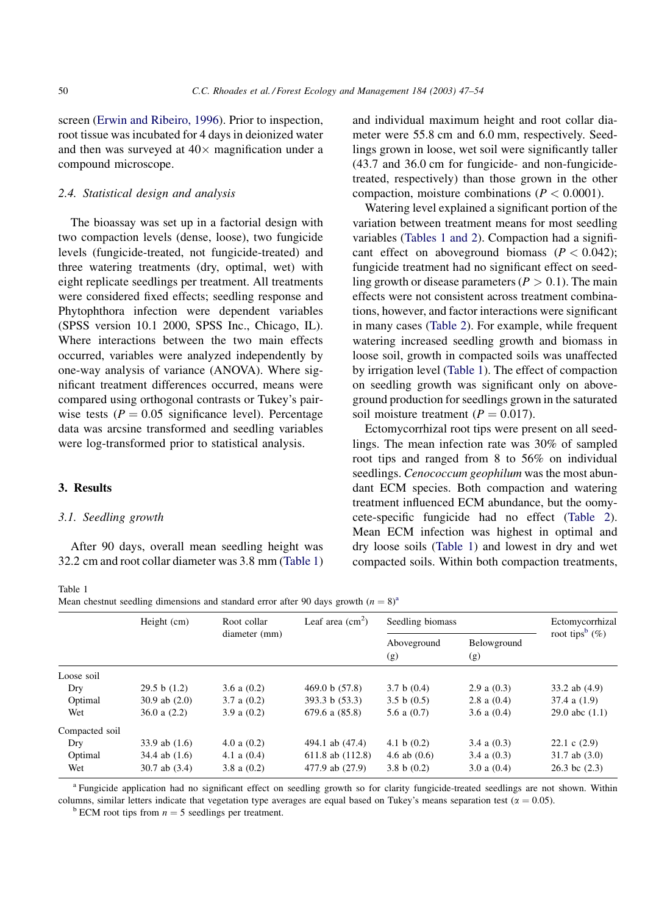screen (Erwin and Ribeiro, 1996). Prior to inspection, root tissue was incubated for 4 days in deionized water and then was surveyed at 40× magnification under a compound microscope.

### 2.4. Statistical design and analysis

The bioassay was set up in a factorial design with two compaction levels (dense, loose), two fungicide levels (fungicide-treated, not fungicide-treated) and three watering treatments (dry, optimal, wet) with eight replicate seedlings per treatment. All treatments were considered fixed effects; seedling response and Phytophthora infection were dependent variables (SPSS version 10.1 2000, SPSS Inc., Chicago, IL). Where interactions between the two main effects occurred, variables were analyzed independently by one-way analysis of variance (ANOVA). Where significant treatment differences occurred, means were compared using orthogonal contrasts or Tukey's pairwise tests ($P = 0.05$ significance level). Percentage data was arcsine transformed and seedling variables were log-transformed prior to statistical analysis.

## 3. Results

### 3.1. Seedling growth

After 90 days, overall mean seedling height was 32.2 cm and root collar diameter was 3.8 mm (Table 1) and individual maximum height and root collar diameter were 55.8 cm and 6.0 mm, respectively. Seedlings grown in loose, wet soil were significantly taller (43.7 and 36.0 cm for fungicide- and non-fungicide-treated, respectively) than those grown in the other compaction, moisture combinations ($P < 0.0001$).

Watering level explained a significant portion of the variation between treatment means for most seedling variables (Tables 1 and 2). Compaction had a significant effect on aboveground biomass ($P < 0.042$); fungicide treatment had no significant effect on seedling growth or disease parameters ($P > 0.1$). The main effects were not consistent across treatment combinations, however, and factor interactions were significant in many cases (Table 2). For example, while frequent watering increased seedling growth and biomass in loose soil, growth in compacted soils was unaffected by irrigation level (Table 1). The effect of compaction on seedling growth was significant only on aboveground production for seedlings grown in the saturated soil moisture treatment ($P = 0.017$).

Ectomycorrhizal root tips were present on all seedlings. The mean infection rate was 30% of sampled root tips and ranged from 8 to 56% on individual seedlings. *Cenococcum geophilum* was the most abundant ECM species. Both compaction and watering treatment influenced ECM abundance, but the oomycete-specific fungicide had no effect (Table 2). Mean ECM infection was highest in optimal and dry loose soils (Table 1) and lowest in dry and wet compacted soils. Within both compaction treatments,

Table 1
Mean chestnut seedling dimensions and standard error after 90 days growth ($n = 8$)[a]

| | Height (cm) | Root collar diameter (mm) | Leaf area ($cm^2$) | Seedling biomass | | Ectomycorrhizal root tips[b] (%) |
|---|---|---|---|---|---|---|
| | | | | Aboveground (g) | Belowground (g) | |
| Loose soil | | | | | | |
| Dry | 29.5 b (1.2) | 3.6 a (0.2) | 469.0 b (57.8) | 3.7 b (0.4) | 2.9 a (0.3) | 33.2 ab (4.9) |
| Optimal | 30.9 ab (2.0) | 3.7 a (0.2) | 393.3 b (53.3) | 3.5 b (0.5) | 2.8 a (0.4) | 37.4 a (1.9) |
| Wet | 36.0 a (2.2) | 3.9 a (0.2) | 679.6 a (85.8) | 5.6 a (0.7) | 3.6 a (0.4) | 29.0 abc (1.1) |
| Compacted soil | | | | | | |
| Dry | 33.9 ab (1.6) | 4.0 a (0.2) | 494.1 ab (47.4) | 4.1 b (0.2) | 3.4 a (0.3) | 22.1 c (2.9) |
| Optimal | 34.4 ab (1.6) | 4.1 a (0.4) | 611.8 ab (112.8) | 4.6 ab (0.6) | 3.4 a (0.3) | 31.7 ab (3.0) |
| Wet | 30.7 ab (3.4) | 3.8 a (0.2) | 477.9 ab (27.9) | 3.8 b (0.2) | 3.0 a (0.4) | 26.3 bc (2.3) |

[a] Fungicide application had no significant effect on seedling growth so for clarity fungicide-treated seedlings are not shown. Within columns, similar letters indicate that vegetation type averages are equal based on Tukey's means separation test ($\alpha = 0.05$).

[b] ECM root tips from $n = 5$ seedlings per treatment.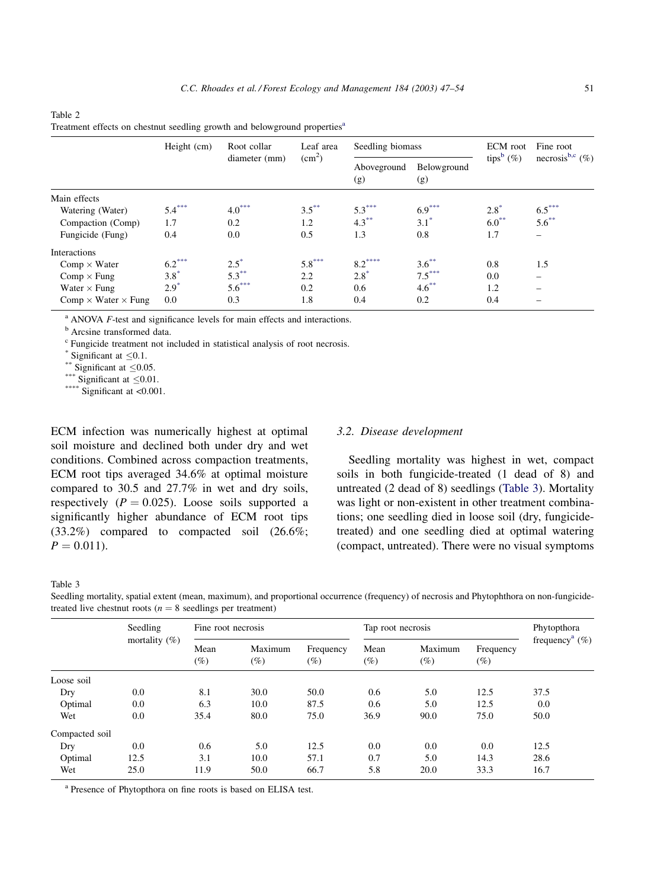Table 2
Treatment effects on chestnut seedling growth and belowground properties[a]

| | Height (cm) | Root collar diameter (mm) | Leaf area ($cm^2$) | Seedling biomass | | ECM root tips[b] (%) | Fine root necrosis[b,c] (%) |
|---|---|---|---|---|---|---|---|
| | | | | Aboveground (g) | Belowground (g) | | |
| Main effects | | | | | | | |
| Watering (Water) | 5.4*** | 4.0*** | 3.5** | 5.3*** | 6.9*** | 2.8* | 6.5*** |
| Compaction (Comp) | 1.7 | 0.2 | 1.2 | 4.3** | 3.1* | 6.0** | 5.6** |
| Fungicide (Fung) | 0.4 | 0.0 | 0.5 | 1.3 | 0.8 | 1.7 | – |
| Interactions | | | | | | | |
| Comp × Water | 6.2*** | 2.5* | 5.8*** | 8.2**** | 3.6** | 0.8 | 1.5 |
| Comp × Fung | 3.8* | 5.3** | 2.2 | 2.8* | 7.5*** | 0.0 | – |
| Water × Fung | 2.9* | 5.6*** | 0.2 | 0.6 | 4.6** | 1.2 | – |
| Comp × Water × Fung | 0.0 | 0.3 | 1.8 | 0.4 | 0.2 | 0.4 | – |

[a] ANOVA *F*-test and significance levels for main effects and interactions.
[b] Arcsine transformed data.
[c] Fungicide treatment not included in statistical analysis of root necrosis.
\* Significant at ≤0.1.
\*\* Significant at ≤0.05.
\*\*\* Significant at ≤0.01.
\*\*\*\* Significant at <0.001.

ECM infection was numerically highest at optimal soil moisture and declined both under dry and wet conditions. Combined across compaction treatments, ECM root tips averaged 34.6% at optimal moisture compared to 30.5 and 27.7% in wet and dry soils, respectively ($P = 0.025$). Loose soils supported a significantly higher abundance of ECM root tips (33.2%) compared to compacted soil (26.6%; $P = 0.011$).

### 3.2. Disease development

Seedling mortality was highest in wet, compact soils in both fungicide-treated (1 dead of 8) and untreated (2 dead of 8) seedlings (Table 3). Mortality was light or non-existent in other treatment combinations; one seedling died in loose soil (dry, fungicide-treated) and one seedling died at optimal watering (compact, untreated). There were no visual symptoms

Table 3
Seedling mortality, spatial extent (mean, maximum), and proportional occurrence (frequency) of necrosis and Phytophthora on non-fungicide-treated live chestnut roots ($n = 8$ seedlings per treatment)

| | Seedling mortality (%) | Fine root necrosis | | | Tap root necrosis | | | Phytopthora frequency[a] (%) |
|---|---|---|---|---|---|---|---|---|
| | | Mean (%) | Maximum (%) | Frequency (%) | Mean (%) | Maximum (%) | Frequency (%) | |
| Loose soil | | | | | | | | |
| Dry | 0.0 | 8.1 | 30.0 | 50.0 | 0.6 | 5.0 | 12.5 | 37.5 |
| Optimal | 0.0 | 6.3 | 10.0 | 87.5 | 0.6 | 5.0 | 12.5 | 0.0 |
| Wet | 0.0 | 35.4 | 80.0 | 75.0 | 36.9 | 90.0 | 75.0 | 50.0 |
| Compacted soil | | | | | | | | |
| Dry | 0.0 | 0.6 | 5.0 | 12.5 | 0.0 | 0.0 | 0.0 | 12.5 |
| Optimal | 12.5 | 3.1 | 10.0 | 57.1 | 0.7 | 5.0 | 14.3 | 28.6 |
| Wet | 25.0 | 11.9 | 50.0 | 66.7 | 5.8 | 20.0 | 33.3 | 16.7 |

[a] Presence of Phytopthora on fine roots is based on ELISA test.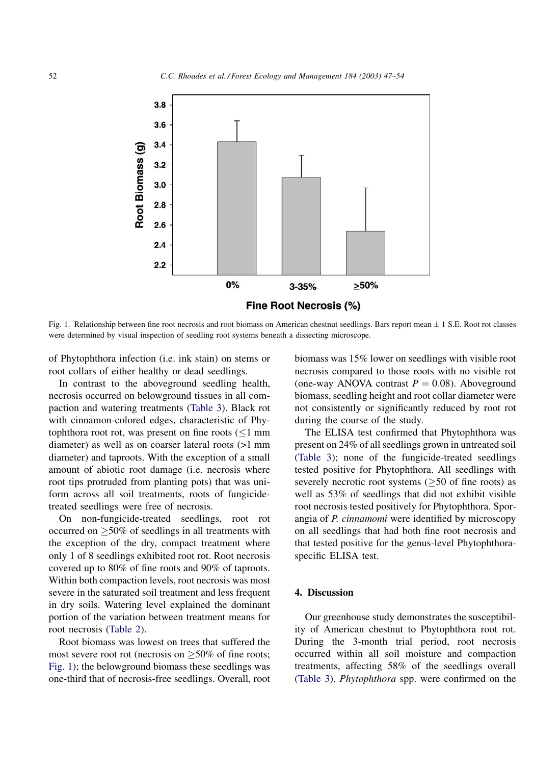3.8
3.6
3.4
3.2
3.0
2.8
2.6
2.4
2.2

Root Biomass (g)

0%
3-35%
≥50%

Fine Root Necrosis (%)

Fig. 1. Relationship between fine root necrosis and root biomass on American chestnut seedlings. Bars report mean ± 1 S.E. Root rot classes were determined by visual inspection of seedling root systems beneath a dissecting microscope.

of Phytophthora infection (i.e. ink stain) on stems or root collars of either healthy or dead seedlings.

In contrast to the aboveground seedling health, necrosis occurred on belowground tissues in all compaction and watering treatments (Table 3). Black rot with cinnamon-colored edges, characteristic of Phytophthora root rot, was present on fine roots (≤1 mm diameter) as well as on coarser lateral roots (>1 mm diameter) and taproots. With the exception of a small amount of abiotic root damage (i.e. necrosis where root tips protruded from planting pots) that was uniform across all soil treatments, roots of fungicide-treated seedlings were free of necrosis.

On non-fungicide-treated seedlings, root rot occurred on ≥50% of seedlings in all treatments with the exception of the dry, compact treatment where only 1 of 8 seedlings exhibited root rot. Root necrosis covered up to 80% of fine roots and 90% of taproots. Within both compaction levels, root necrosis was most severe in the saturated soil treatment and less frequent in dry soils. Watering level explained the dominant portion of the variation between treatment means for root necrosis (Table 2).

Root biomass was lowest on trees that suffered the most severe root rot (necrosis on ≥50% of fine roots; Fig. 1); the belowground biomass these seedlings was one-third that of necrosis-free seedlings. Overall, root biomass was 15% lower on seedlings with visible root necrosis compared to those roots with no visible rot (one-way ANOVA contrast $P = 0.08$). Aboveground biomass, seedling height and root collar diameter were not consistently or significantly reduced by root rot during the course of the study.

The ELISA test confirmed that Phytophthora was present on 24% of all seedlings grown in untreated soil (Table 3); none of the fungicide-treated seedlings tested positive for Phytophthora. All seedlings with severely necrotic root systems (≥50 of fine roots) as well as 53% of seedlings that did not exhibit visible root necrosis tested positively for Phytophthora. Sporangia of *P. cinnamomi* were identified by microscopy on all seedlings that had both fine root necrosis and that tested positive for the genus-level Phytophthora-specific ELISA test.

## 4. Discussion

Our greenhouse study demonstrates the susceptibility of American chestnut to Phytophthora root rot. During the 3-month trial period, root necrosis occurred within all soil moisture and compaction treatments, affecting 58% of the seedlings overall (Table 3). *Phytophthora* spp. were confirmed on the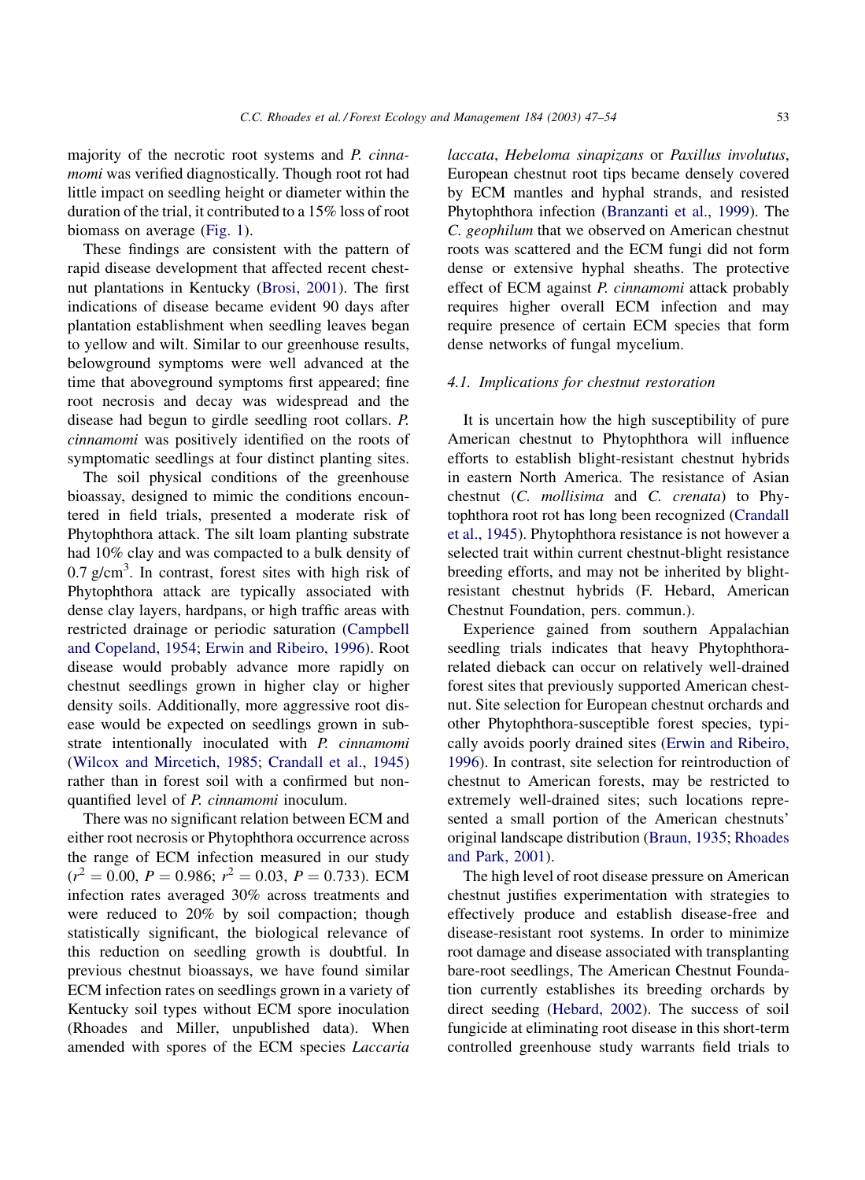majority of the necrotic root systems and *P. cinnamomi* was verified diagnostically. Though root rot had little impact on seedling height or diameter within the duration of the trial, it contributed to a 15% loss of root biomass on average (Fig. 1).

These findings are consistent with the pattern of rapid disease development that affected recent chestnut plantations in Kentucky (Brosi, 2001). The first indications of disease became evident 90 days after plantation establishment when seedling leaves began to yellow and wilt. Similar to our greenhouse results, belowground symptoms were well advanced at the time that aboveground symptoms first appeared; fine root necrosis and decay was widespread and the disease had begun to girdle seedling root collars. *P. cinnamomi* was positively identified on the roots of symptomatic seedlings at four distinct planting sites.

The soil physical conditions of the greenhouse bioassay, designed to mimic the conditions encountered in field trials, presented a moderate risk of Phytophthora attack. The silt loam planting substrate had 10% clay and was compacted to a bulk density of 0.7 g/cm$^3$. In contrast, forest sites with high risk of Phytophthora attack are typically associated with dense clay layers, hardpans, or high traffic areas with restricted drainage or periodic saturation (Campbell and Copeland, 1954; Erwin and Ribeiro, 1996). Root disease would probably advance more rapidly on chestnut seedlings grown in higher clay or higher density soils. Additionally, more aggressive root disease would be expected on seedlings grown in substrate intentionally inoculated with *P. cinnamomi* (Wilcox and Mircetich, 1985; Crandall et al., 1945) rather than in forest soil with a confirmed but non-quantified level of *P. cinnamomi* inoculum.

There was no significant relation between ECM and either root necrosis or Phytophthora occurrence across the range of ECM infection measured in our study ($r^2 = 0.00$, $P = 0.986$; $r^2 = 0.03$, $P = 0.733$). ECM infection rates averaged 30% across treatments and were reduced to 20% by soil compaction; though statistically significant, the biological relevance of this reduction on seedling growth is doubtful. In previous chestnut bioassays, we have found similar ECM infection rates on seedlings grown in a variety of Kentucky soil types without ECM spore inoculation (Rhoades and Miller, unpublished data). When amended with spores of the ECM species *Laccaria laccata*, *Hebeloma sinapizans* or *Paxillus involutus*, European chestnut root tips became densely covered by ECM mantles and hyphal strands, and resisted Phytophthora infection (Branzanti et al., 1999). The *C. geophilum* that we observed on American chestnut roots was scattered and the ECM fungi did not form dense or extensive hyphal sheaths. The protective effect of ECM against *P. cinnamomi* attack probably requires higher overall ECM infection and may require presence of certain ECM species that form dense networks of fungal mycelium.

### 4.1. Implications for chestnut restoration

It is uncertain how the high susceptibility of pure American chestnut to Phytophthora will influence efforts to establish blight-resistant chestnut hybrids in eastern North America. The resistance of Asian chestnut (*C. mollisima* and *C. crenata*) to Phytophthora root rot has long been recognized (Crandall et al., 1945). Phytophthora resistance is not however a selected trait within current chestnut-blight resistance breeding efforts, and may not be inherited by blight-resistant chestnut hybrids (F. Hebard, American Chestnut Foundation, pers. commun.).

Experience gained from southern Appalachian seedling trials indicates that heavy Phytophthora-related dieback can occur on relatively well-drained forest sites that previously supported American chestnut. Site selection for European chestnut orchards and other Phytophthora-susceptible forest species, typically avoids poorly drained sites (Erwin and Ribeiro, 1996). In contrast, site selection for reintroduction of chestnut to American forests, may be restricted to extremely well-drained sites; such locations represented a small portion of the American chestnuts' original landscape distribution (Braun, 1935; Rhoades and Park, 2001).

The high level of root disease pressure on American chestnut justifies experimentation with strategies to effectively produce and establish disease-free and disease-resistant root systems. In order to minimize root damage and disease associated with transplanting bare-root seedlings, The American Chestnut Foundation currently establishes its breeding orchards by direct seeding (Hebard, 2002). The success of soil fungicide at eliminating root disease in this short-term controlled greenhouse study warrants field trials to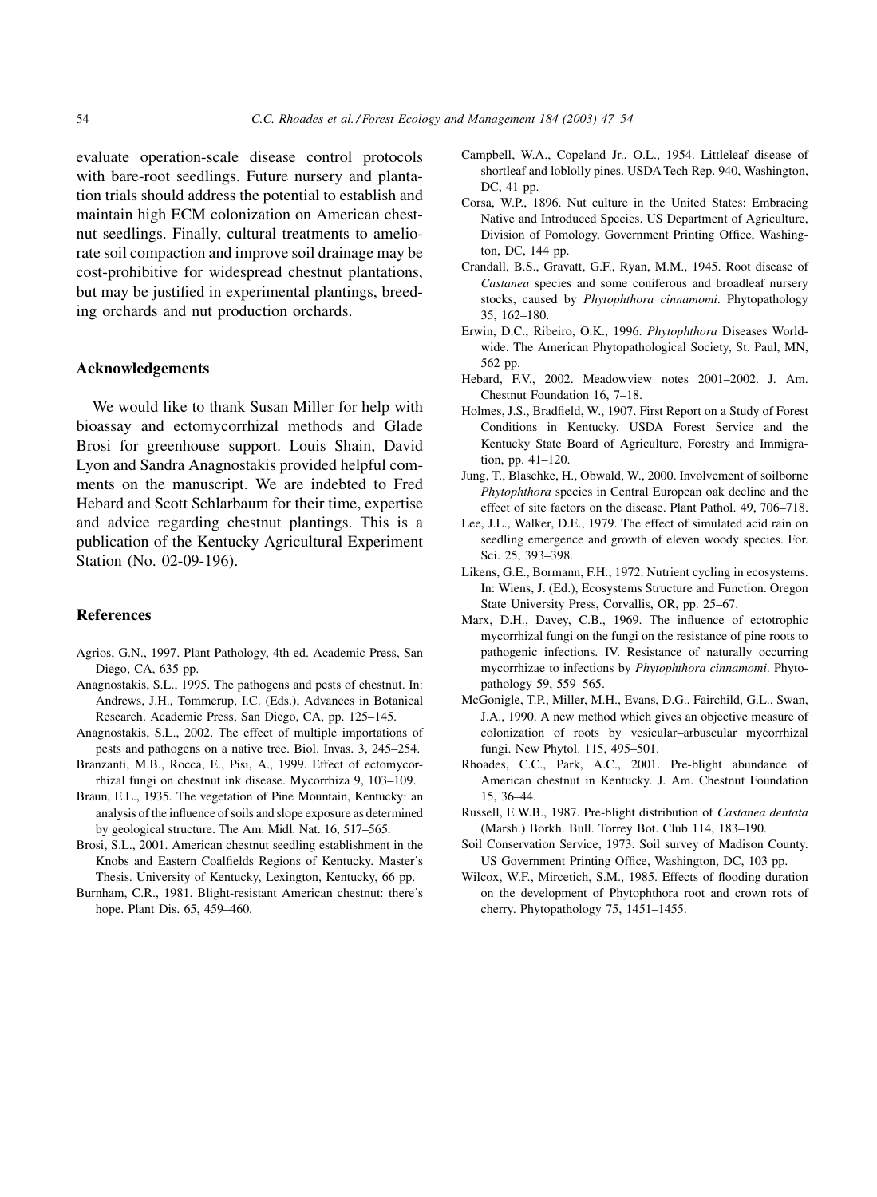evaluate operation-scale disease control protocols with bare-root seedlings. Future nursery and plantation trials should address the potential to establish and maintain high ECM colonization on American chestnut seedlings. Finally, cultural treatments to ameliorate soil compaction and improve soil drainage may be cost-prohibitive for widespread chestnut plantations, but may be justified in experimental plantings, breeding orchards and nut production orchards.

## Acknowledgements

We would like to thank Susan Miller for help with bioassay and ectomycorrhizal methods and Glade Brosi for greenhouse support. Louis Shain, David Lyon and Sandra Anagnostakis provided helpful comments on the manuscript. We are indebted to Fred Hebard and Scott Schlarbaum for their time, expertise and advice regarding chestnut plantings. This is a publication of the Kentucky Agricultural Experiment Station (No. 02-09-196).

## References

Agrios, G.N., 1997. Plant Pathology, 4th ed. Academic Press, San Diego, CA, 635 pp.

Anagnostakis, S.L., 1995. The pathogens and pests of chestnut. In: Andrews, J.H., Tommerup, I.C. (Eds.), Advances in Botanical Research. Academic Press, San Diego, CA, pp. 125–145.

Anagnostakis, S.L., 2002. The effect of multiple importations of pests and pathogens on a native tree. Biol. Invas. 3, 245–254.

Branzanti, M.B., Rocca, E., Pisi, A., 1999. Effect of ectomycorrhizal fungi on chestnut ink disease. Mycorrhiza 9, 103–109.

Braun, E.L., 1935. The vegetation of Pine Mountain, Kentucky: an analysis of the influence of soils and slope exposure as determined by geological structure. The Am. Midl. Nat. 16, 517–565.

Brosi, S.L., 2001. American chestnut seedling establishment in the Knobs and Eastern Coalfields Regions of Kentucky. Master's Thesis. University of Kentucky, Lexington, Kentucky, 66 pp.

Burnham, C.R., 1981. Blight-resistant American chestnut: there's hope. Plant Dis. 65, 459–460.

Campbell, W.A., Copeland Jr., O.L., 1954. Littleleaf disease of shortleaf and loblolly pines. USDA Tech Rep. 940, Washington, DC, 41 pp.

Corsa, W.P., 1896. Nut culture in the United States: Embracing Native and Introduced Species. US Department of Agriculture, Division of Pomology, Government Printing Office, Washington, DC, 144 pp.

Crandall, B.S., Gravatt, G.F., Ryan, M.M., 1945. Root disease of *Castanea* species and some coniferous and broadleaf nursery stocks, caused by *Phytophthora cinnamomi*. Phytopathology 35, 162–180.

Erwin, D.C., Ribeiro, O.K., 1996. *Phytophthora* Diseases Worldwide. The American Phytopathological Society, St. Paul, MN, 562 pp.

Hebard, F.V., 2002. Meadowview notes 2001–2002. J. Am. Chestnut Foundation 16, 7–18.

Holmes, J.S., Bradfield, W., 1907. First Report on a Study of Forest Conditions in Kentucky. USDA Forest Service and the Kentucky State Board of Agriculture, Forestry and Immigration, pp. 41–120.

Jung, T., Blaschke, H., Obwald, W., 2000. Involvement of soilborne *Phytophthora* species in Central European oak decline and the effect of site factors on the disease. Plant Pathol. 49, 706–718.

Lee, J.L., Walker, D.E., 1979. The effect of simulated acid rain on seedling emergence and growth of eleven woody species. For. Sci. 25, 393–398.

Likens, G.E., Bormann, F.H., 1972. Nutrient cycling in ecosystems. In: Wiens, J. (Ed.), Ecosystems Structure and Function. Oregon State University Press, Corvallis, OR, pp. 25–67.

Marx, D.H., Davey, C.B., 1969. The influence of ectotrophic mycorrhizal fungi on the fungi on the resistance of pine roots to pathogenic infections. IV. Resistance of naturally occurring mycorrhizae to infections by *Phytophthora cinnamomi*. Phytopathology 59, 559–565.

McGonigle, T.P., Miller, M.H., Evans, D.G., Fairchild, G.L., Swan, J.A., 1990. A new method which gives an objective measure of colonization of roots by vesicular–arbuscular mycorrhizal fungi. New Phytol. 115, 495–501.

Rhoades, C.C., Park, A.C., 2001. Pre-blight abundance of American chestnut in Kentucky. J. Am. Chestnut Foundation 15, 36–44.

Russell, E.W.B., 1987. Pre-blight distribution of *Castanea dentata* (Marsh.) Borkh. Bull. Torrey Bot. Club 114, 183–190.

Soil Conservation Service, 1973. Soil survey of Madison County. US Government Printing Office, Washington, DC, 103 pp.

Wilcox, W.F., Mircetich, S.M., 1985. Effects of flooding duration on the development of Phytophthora root and crown rots of cherry. Phytopathology 75, 1451–1455.